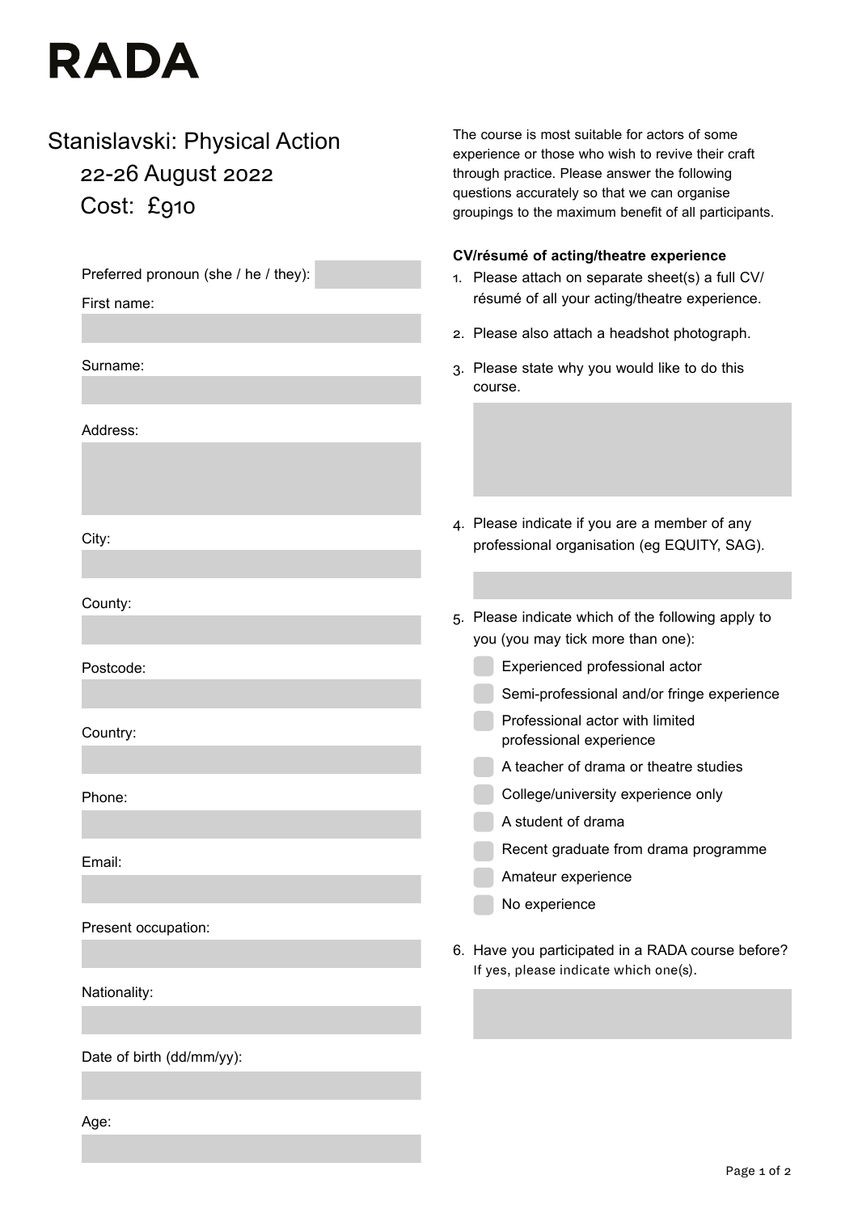# RADA

## Stanislavski: Physical Action

22-26 August 2022

Cost: £910

Preferred pronoun (she / he / they):

First name:

Surname:

Address:

City:

County:

Postcode:

Country:

Phone:

Email:

Present occupation:

Nationality:

Date of birth (dd/mm/yy):

Age:

The course is most suitable for actors of some experience or those who wish to revive their craft through practice. Please answer the following questions accurately so that we can organise groupings to the maximum benefit of all participants.

**CV/résumé of acting/theatre experience**

1. Please attach on separate sheet(s) a full CV/ résumé of all your acting/theatre experience.
2. Please also attach a headshot photograph.
3. Please state why you would like to do this course.
4. Please indicate if you are a member of any professional organisation (eg EQUITY, SAG).
5. Please indicate which of the following apply to you (you may tick more than one):
   - Experienced professional actor
   - Semi-professional and/or fringe experience
   - Professional actor with limited professional experience
   - A teacher of drama or theatre studies
   - College/university experience only
   - A student of drama
   - Recent graduate from drama programme
   - Amateur experience
   - No experience
6. Have you participated in a RADA course before? If yes, please indicate which one(s).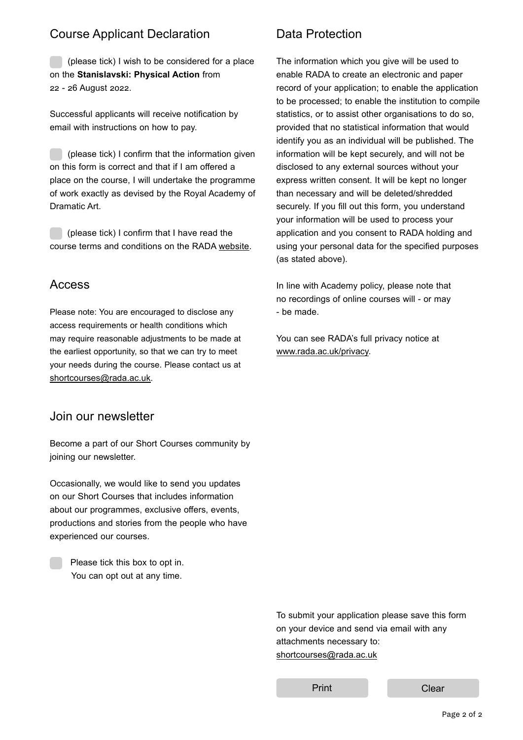## Course Applicant Declaration

☐ (please tick) I wish to be considered for a place on the **Stanislavski: Physical Action** from 22 - 26 August 2022.

Successful applicants will receive notification by email with instructions on how to pay.

☐ (please tick) I confirm that the information given on this form is correct and that if I am offered a place on the course, I will undertake the programme of work exactly as devised by the Royal Academy of Dramatic Art.

☐ (please tick) I confirm that I have read the course terms and conditions on the RADA website.

## Access

Please note: You are encouraged to disclose any access requirements or health conditions which may require reasonable adjustments to be made at the earliest opportunity, so that we can try to meet your needs during the course. Please contact us at shortcourses@rada.ac.uk.

## Join our newsletter

Become a part of our Short Courses community by joining our newsletter.

Occasionally, we would like to send you updates on our Short Courses that includes information about our programmes, exclusive offers, events, productions and stories from the people who have experienced our courses.

☐ Please tick this box to opt in.
You can opt out at any time.

## Data Protection

The information which you give will be used to enable RADA to create an electronic and paper record of your application; to enable the application to be processed; to enable the institution to compile statistics, or to assist other organisations to do so, provided that no statistical information that would identify you as an individual will be published. The information will be kept securely, and will not be disclosed to any external sources without your express written consent. It will be kept no longer than necessary and will be deleted/shredded securely. If you fill out this form, you understand your information will be used to process your application and you consent to RADA holding and using your personal data for the specified purposes (as stated above).

In line with Academy policy, please note that no recordings of online courses will - or may - be made.

You can see RADA's full privacy notice at www.rada.ac.uk/privacy.

To submit your application please save this form on your device and send via email with any attachments necessary to: shortcourses@rada.ac.uk

Print | Clear